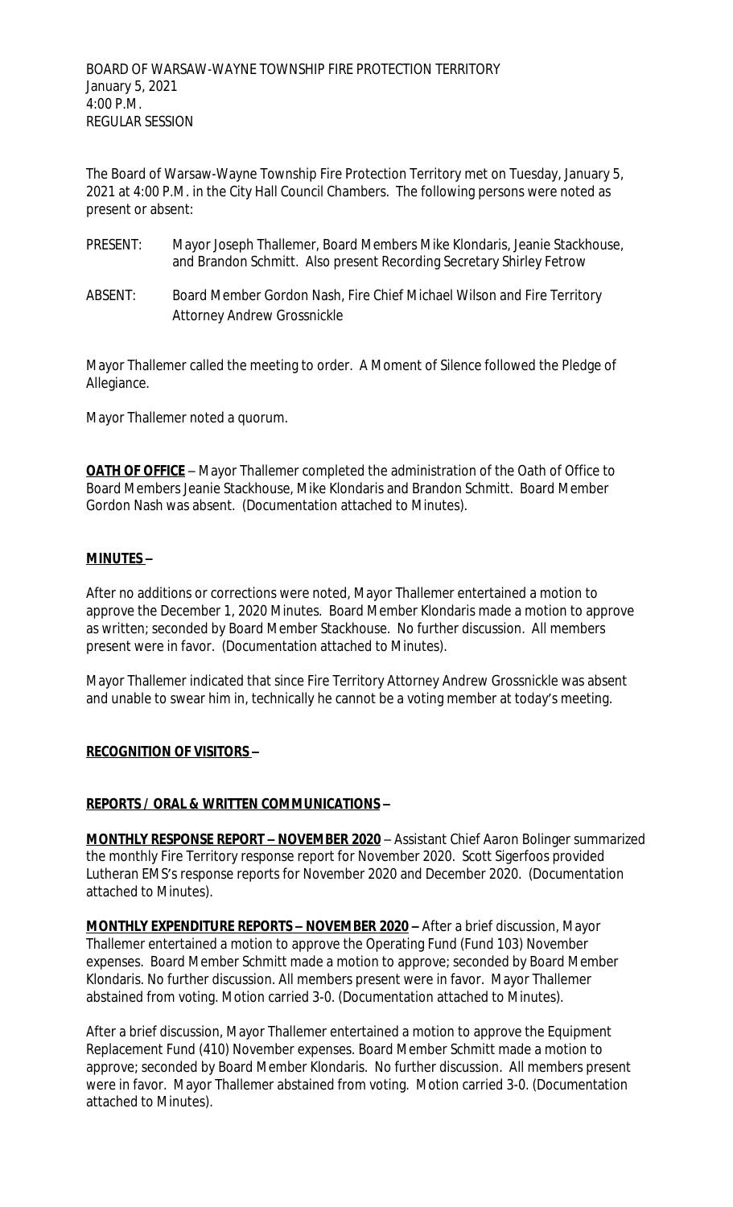BOARD OF WARSAW-WAYNE TOWNSHIP FIRE PROTECTION TERRITORY
January 5, 2021
4:00 P.M.
REGULAR SESSION

The Board of Warsaw-Wayne Township Fire Protection Territory met on Tuesday, January 5, 2021 at 4:00 P.M. in the City Hall Council Chambers. The following persons were noted as present or absent:

PRESENT: Mayor Joseph Thallemer, Board Members Mike Klondaris, Jeanie Stackhouse, and Brandon Schmitt. Also present Recording Secretary Shirley Fetrow

ABSENT: Board Member Gordon Nash, Fire Chief Michael Wilson and Fire Territory Attorney Andrew Grossnickle

Mayor Thallemer called the meeting to order. A Moment of Silence followed the Pledge of Allegiance.

Mayor Thallemer noted a quorum.

**OATH OF OFFICE** – Mayor Thallemer completed the administration of the Oath of Office to Board Members Jeanie Stackhouse, Mike Klondaris and Brandon Schmitt. Board Member Gordon Nash was absent. (Documentation attached to Minutes).

**MINUTES –**

After no additions or corrections were noted, Mayor Thallemer entertained a motion to approve the December 1, 2020 Minutes. Board Member Klondaris made a motion to approve as written; seconded by Board Member Stackhouse. No further discussion. All members present were in favor. (Documentation attached to Minutes).

Mayor Thallemer indicated that since Fire Territory Attorney Andrew Grossnickle was absent and unable to swear him in, technically he cannot be a voting member at today's meeting.

**RECOGNITION OF VISITORS –**

**REPORTS / ORAL & WRITTEN COMMUNICATIONS –**

**MONTHLY RESPONSE REPORT – NOVEMBER 2020** – Assistant Chief Aaron Bolinger summarized the monthly Fire Territory response report for November 2020. Scott Sigerfoos provided Lutheran EMS's response reports for November 2020 and December 2020. (Documentation attached to Minutes).

**MONTHLY EXPENDITURE REPORTS – NOVEMBER 2020 –** After a brief discussion, Mayor Thallemer entertained a motion to approve the Operating Fund (Fund 103) November expenses. Board Member Schmitt made a motion to approve; seconded by Board Member Klondaris. No further discussion. All members present were in favor. Mayor Thallemer abstained from voting. Motion carried 3-0. (Documentation attached to Minutes).

After a brief discussion, Mayor Thallemer entertained a motion to approve the Equipment Replacement Fund (410) November expenses. Board Member Schmitt made a motion to approve; seconded by Board Member Klondaris. No further discussion. All members present were in favor. Mayor Thallemer abstained from voting. Motion carried 3-0. (Documentation attached to Minutes).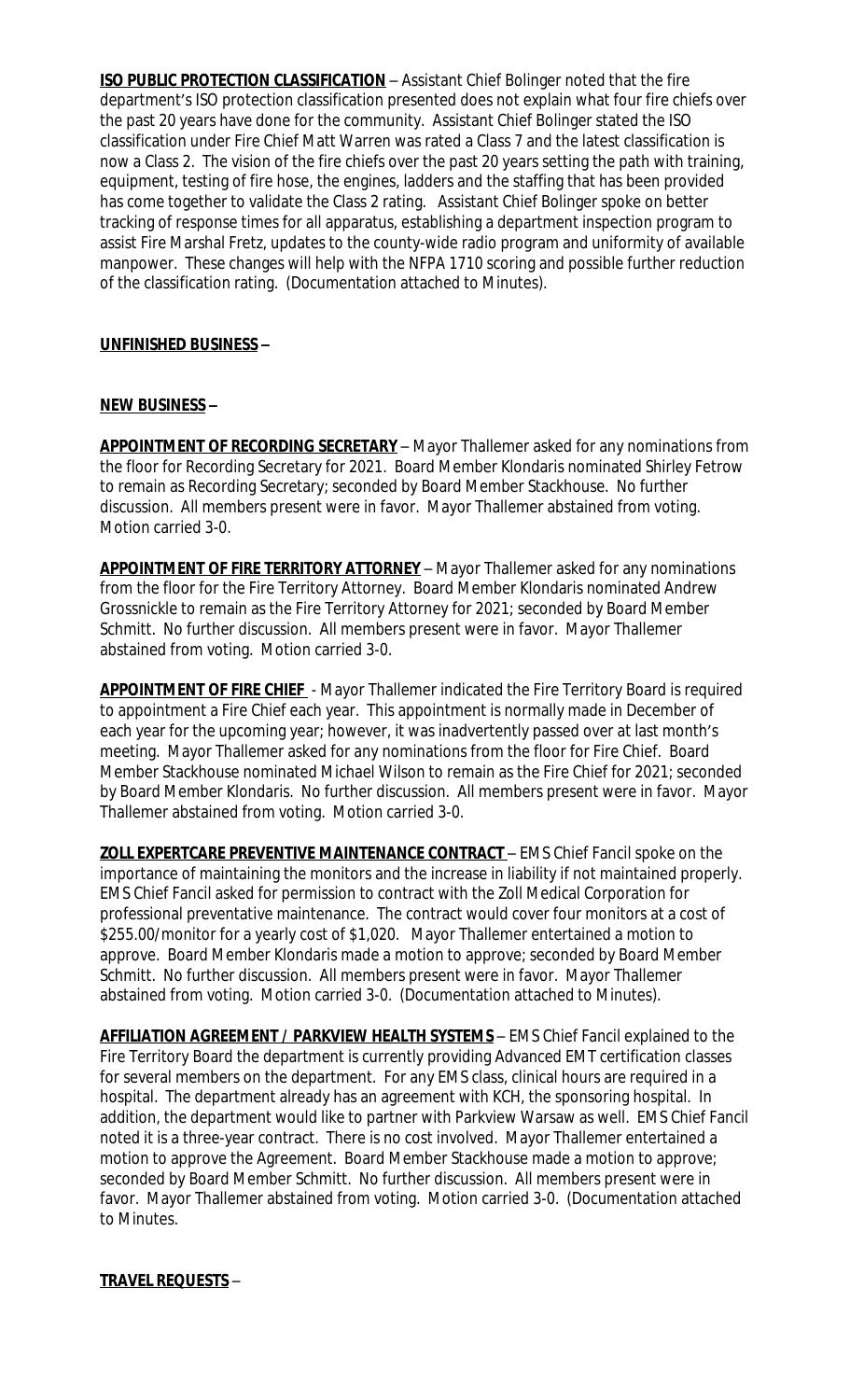**ISO PUBLIC PROTECTION CLASSIFICATION** – Assistant Chief Bolinger noted that the fire department's ISO protection classification presented does not explain what four fire chiefs over the past 20 years have done for the community. Assistant Chief Bolinger stated the ISO classification under Fire Chief Matt Warren was rated a Class 7 and the latest classification is now a Class 2. The vision of the fire chiefs over the past 20 years setting the path with training, equipment, testing of fire hose, the engines, ladders and the staffing that has been provided has come together to validate the Class 2 rating. Assistant Chief Bolinger spoke on better tracking of response times for all apparatus, establishing a department inspection program to assist Fire Marshal Fretz, updates to the county-wide radio program and uniformity of available manpower. These changes will help with the NFPA 1710 scoring and possible further reduction of the classification rating. (Documentation attached to Minutes).

**UNFINISHED BUSINESS –**

**NEW BUSINESS –**

**APPOINTMENT OF RECORDING SECRETARY** – Mayor Thallemer asked for any nominations from the floor for Recording Secretary for 2021. Board Member Klondaris nominated Shirley Fetrow to remain as Recording Secretary; seconded by Board Member Stackhouse. No further discussion. All members present were in favor. Mayor Thallemer abstained from voting. Motion carried 3-0.

**APPOINTMENT OF FIRE TERRITORY ATTORNEY** – Mayor Thallemer asked for any nominations from the floor for the Fire Territory Attorney. Board Member Klondaris nominated Andrew Grossnickle to remain as the Fire Territory Attorney for 2021; seconded by Board Member Schmitt. No further discussion. All members present were in favor. Mayor Thallemer abstained from voting. Motion carried 3-0.

**APPOINTMENT OF FIRE CHIEF** - Mayor Thallemer indicated the Fire Territory Board is required to appointment a Fire Chief each year. This appointment is normally made in December of each year for the upcoming year; however, it was inadvertently passed over at last month's meeting. Mayor Thallemer asked for any nominations from the floor for Fire Chief. Board Member Stackhouse nominated Michael Wilson to remain as the Fire Chief for 2021; seconded by Board Member Klondaris. No further discussion. All members present were in favor. Mayor Thallemer abstained from voting. Motion carried 3-0.

**ZOLL EXPERTCARE PREVENTIVE MAINTENANCE CONTRACT** – EMS Chief Fancil spoke on the importance of maintaining the monitors and the increase in liability if not maintained properly. EMS Chief Fancil asked for permission to contract with the Zoll Medical Corporation for professional preventative maintenance. The contract would cover four monitors at a cost of $255.00/monitor for a yearly cost of $1,020. Mayor Thallemer entertained a motion to approve. Board Member Klondaris made a motion to approve; seconded by Board Member Schmitt. No further discussion. All members present were in favor. Mayor Thallemer abstained from voting. Motion carried 3-0. (Documentation attached to Minutes).

**AFFILIATION AGREEMENT / PARKVIEW HEALTH SYSTEMS** – EMS Chief Fancil explained to the Fire Territory Board the department is currently providing Advanced EMT certification classes for several members on the department. For any EMS class, clinical hours are required in a hospital. The department already has an agreement with KCH, the sponsoring hospital. In addition, the department would like to partner with Parkview Warsaw as well. EMS Chief Fancil noted it is a three-year contract. There is no cost involved. Mayor Thallemer entertained a motion to approve the Agreement. Board Member Stackhouse made a motion to approve; seconded by Board Member Schmitt. No further discussion. All members present were in favor. Mayor Thallemer abstained from voting. Motion carried 3-0. (Documentation attached to Minutes.

**TRAVEL REQUESTS** –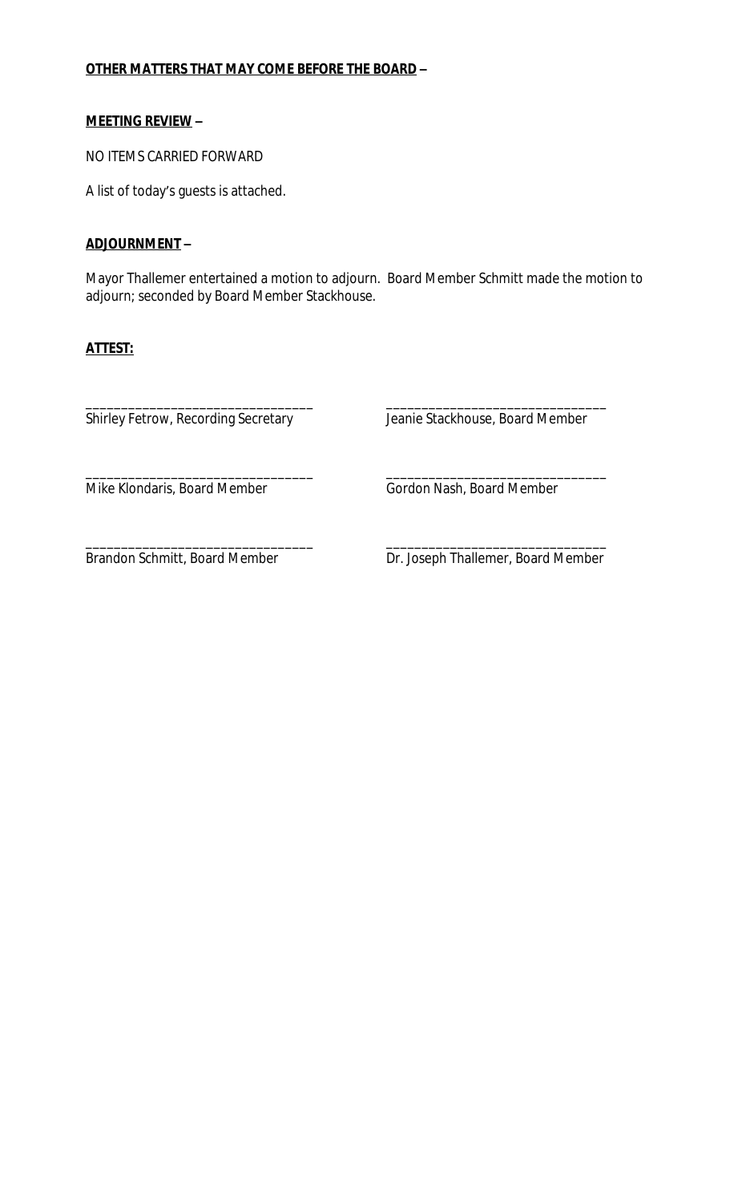**<u>OTHER MATTERS THAT MAY COME BEFORE THE BOARD</u> –**

**<u>MEETING REVIEW</u> –**

NO ITEMS CARRIED FORWARD

A list of today's guests is attached.

**<u>ADJOURNMENT</u> –**

Mayor Thallemer entertained a motion to adjourn. Board Member Schmitt made the motion to adjourn; seconded by Board Member Stackhouse.

**<u>ATTEST:</u>**

| | |
|---|---|
| _______________________________ | _______________________________ |
| Shirley Fetrow, Recording Secretary | Jeanie Stackhouse, Board Member |
| _______________________________ | _______________________________ |
| Mike Klondaris, Board Member | Gordon Nash, Board Member |
| _______________________________ | _______________________________ |
| Brandon Schmitt, Board Member | Dr. Joseph Thallemer, Board Member |